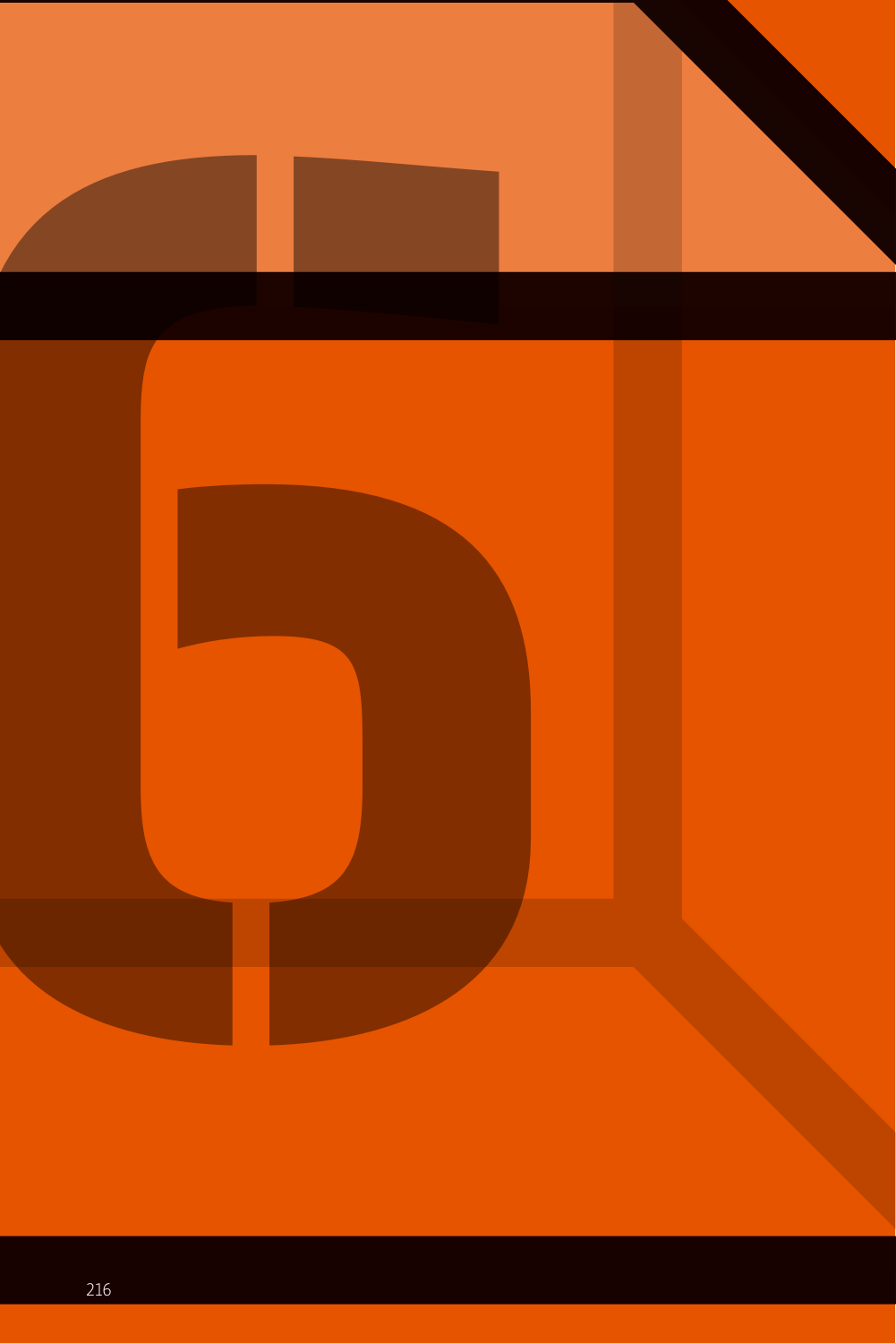# 6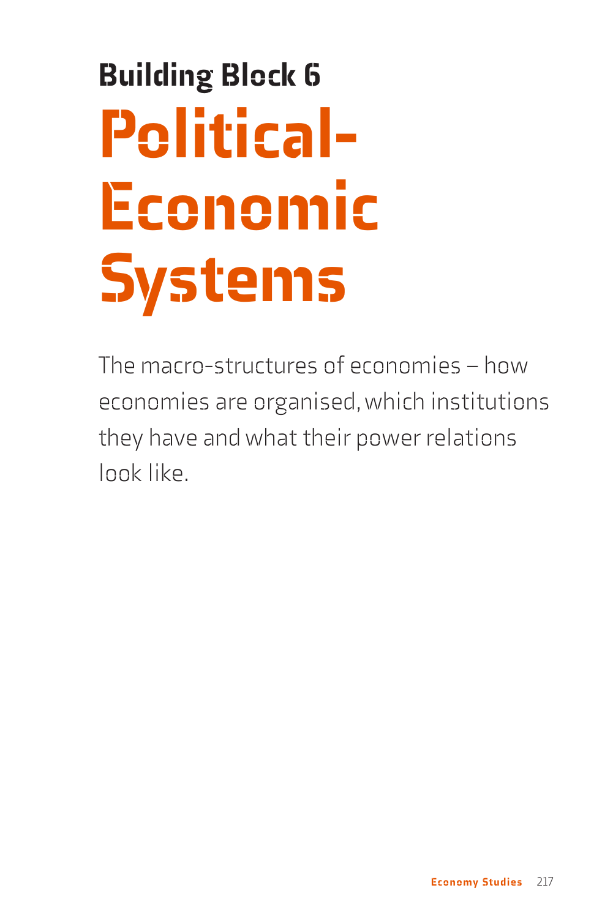## Building Block 6

# Political-Economic Systems

The macro-structures of economies – how economies are organised, which institutions they have and what their power relations look like.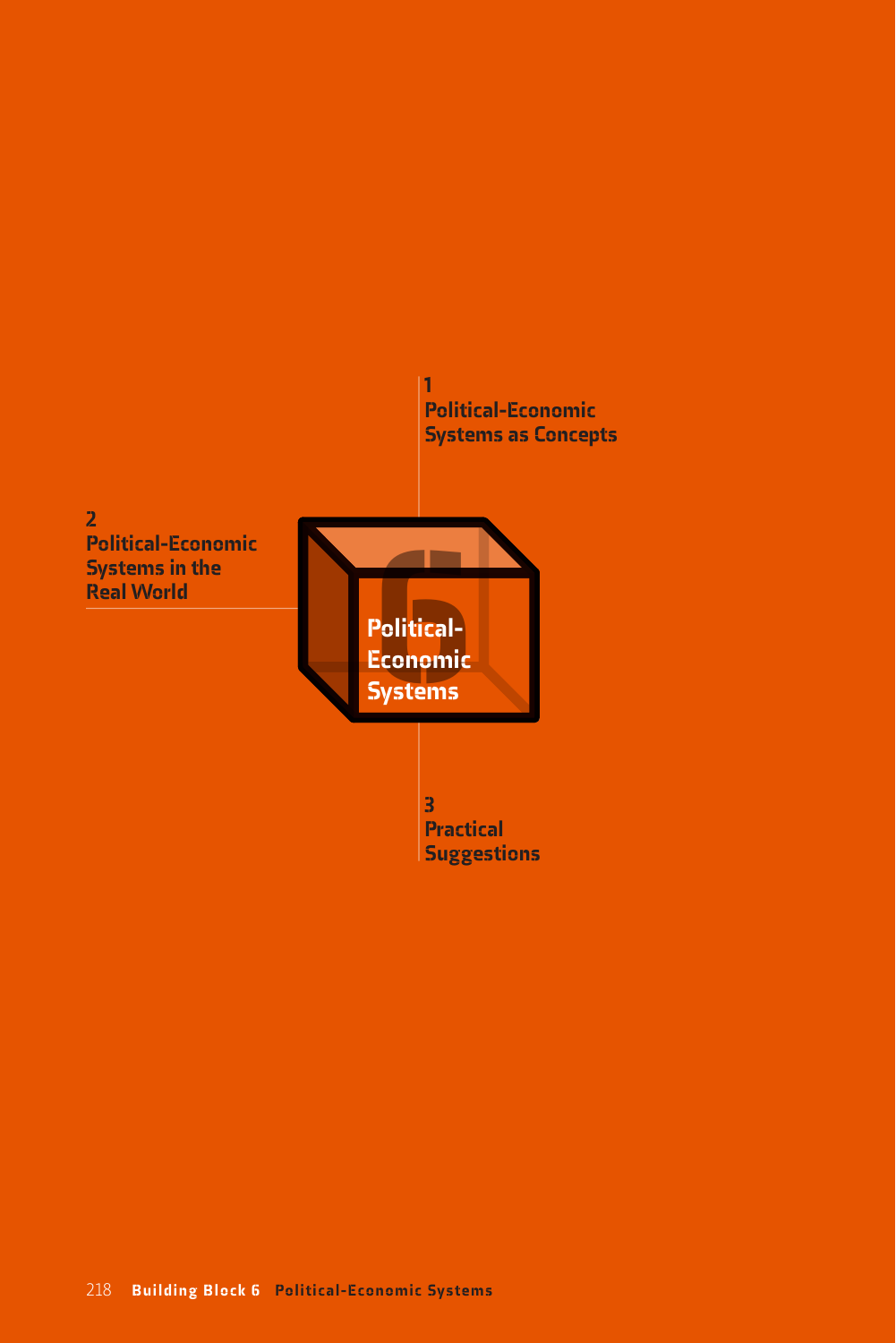# Political-Economic Systems

1
Political-Economic Systems as Concepts

2
Political-Economic Systems in the Real World

3
Practical Suggestions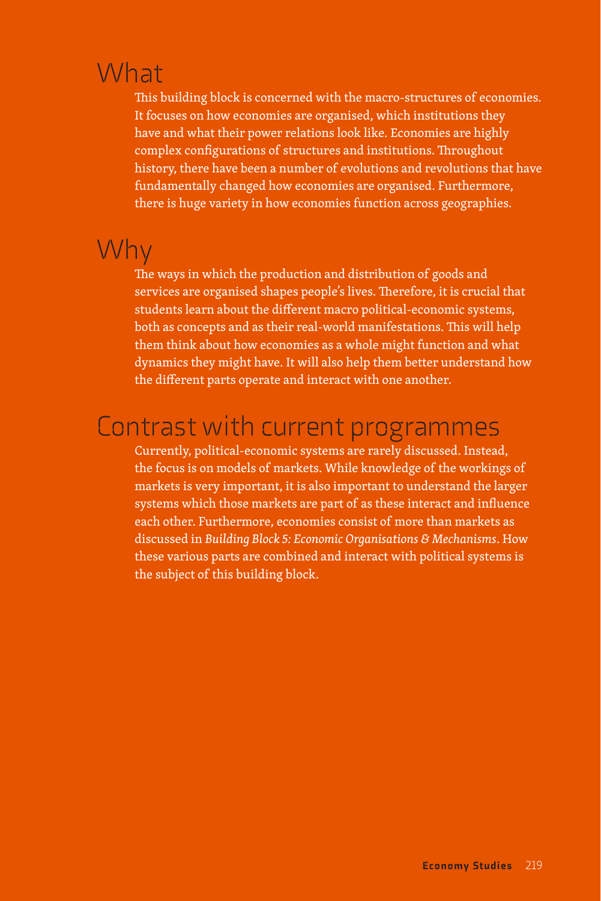## What

This building block is concerned with the macro-structures of economies. It focuses on how economies are organised, which institutions they have and what their power relations look like. Economies are highly complex configurations of structures and institutions. Throughout history, there have been a number of evolutions and revolutions that have fundamentally changed how economies are organised. Furthermore, there is huge variety in how economies function across geographies.

## Why

The ways in which the production and distribution of goods and services are organised shapes people's lives. Therefore, it is crucial that students learn about the different macro political-economic systems, both as concepts and as their real-world manifestations. This will help them think about how economies as a whole might function and what dynamics they might have. It will also help them better understand how the different parts operate and interact with one another.

## Contrast with current programmes

Currently, political-economic systems are rarely discussed. Instead, the focus is on models of markets. While knowledge of the workings of markets is very important, it is also important to understand the larger systems which those markets are part of as these interact and influence each other. Furthermore, economies consist of more than markets as discussed in *Building Block 5: Economic Organisations & Mechanisms*. How these various parts are combined and interact with political systems is the subject of this building block.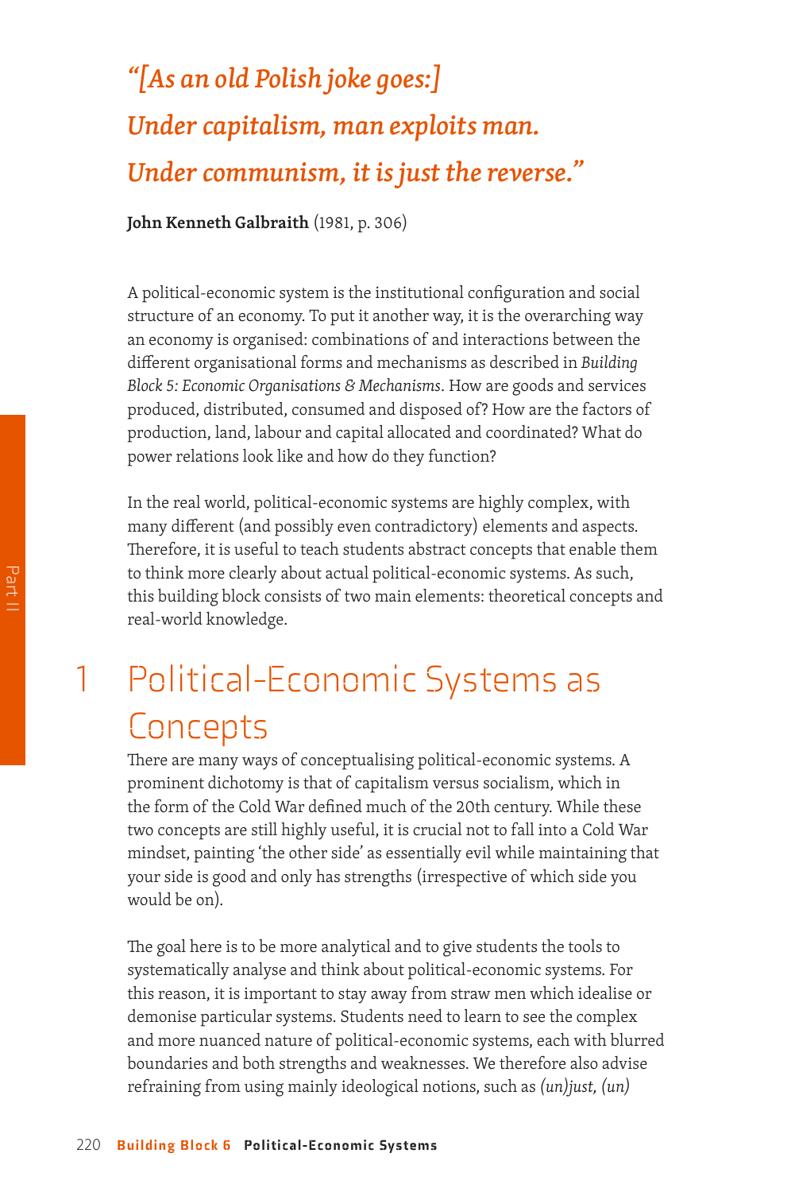*“[As an old Polish joke goes:]*
*Under capitalism, man exploits man.*
*Under communism, it is just the reverse.”*

**John Kenneth Galbraith** (1981, p. 306)

A political-economic system is the institutional configuration and social structure of an economy. To put it another way, it is the overarching way an economy is organised: combinations of and interactions between the different organisational forms and mechanisms as described in *Building Block 5: Economic Organisations & Mechanisms*. How are goods and services produced, distributed, consumed and disposed of? How are the factors of production, land, labour and capital allocated and coordinated? What do power relations look like and how do they function?

In the real world, political-economic systems are highly complex, with many different (and possibly even contradictory) elements and aspects. Therefore, it is useful to teach students abstract concepts that enable them to think more clearly about actual political-economic systems. As such, this building block consists of two main elements: theoretical concepts and real-world knowledge.

# 1 Political-Economic Systems as Concepts

There are many ways of conceptualising political-economic systems. A prominent dichotomy is that of capitalism versus socialism, which in the form of the Cold War defined much of the 20th century. While these two concepts are still highly useful, it is crucial not to fall into a Cold War mindset, painting ‘the other side’ as essentially evil while maintaining that your side is good and only has strengths (irrespective of which side you would be on).

The goal here is to be more analytical and to give students the tools to systematically analyse and think about political-economic systems. For this reason, it is important to stay away from straw men which idealise or demonise particular systems. Students need to learn to see the complex and more nuanced nature of political-economic systems, each with blurred boundaries and both strengths and weaknesses. We therefore also advise refraining from using mainly ideological notions, such as *(un)just, (un)*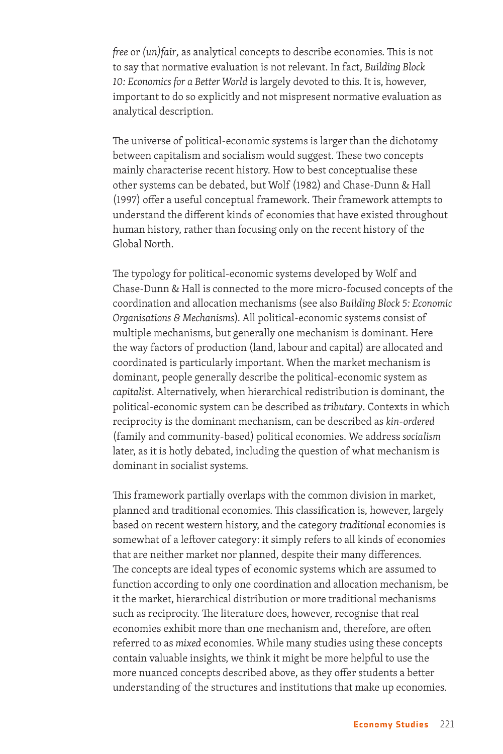*free* or *(un)fair*, as analytical concepts to describe economies. This is not to say that normative evaluation is not relevant. In fact, *Building Block 10: Economics for a Better World* is largely devoted to this. It is, however, important to do so explicitly and not mispresent normative evaluation as analytical description.

The universe of political-economic systems is larger than the dichotomy between capitalism and socialism would suggest. These two concepts mainly characterise recent history. How to best conceptualise these other systems can be debated, but Wolf (1982) and Chase-Dunn & Hall (1997) offer a useful conceptual framework. Their framework attempts to understand the different kinds of economies that have existed throughout human history, rather than focusing only on the recent history of the Global North.

The typology for political-economic systems developed by Wolf and Chase-Dunn & Hall is connected to the more micro-focused concepts of the coordination and allocation mechanisms (see also *Building Block 5: Economic Organisations & Mechanisms*). All political-economic systems consist of multiple mechanisms, but generally one mechanism is dominant. Here the way factors of production (land, labour and capital) are allocated and coordinated is particularly important. When the market mechanism is dominant, people generally describe the political-economic system as *capitalist*. Alternatively, when hierarchical redistribution is dominant, the political-economic system can be described as *tributary*. Contexts in which reciprocity is the dominant mechanism, can be described as *kin-ordered* (family and community-based) political economies. We address *socialism* later, as it is hotly debated, including the question of what mechanism is dominant in socialist systems.

This framework partially overlaps with the common division in market, planned and traditional economies. This classification is, however, largely based on recent western history, and the category *traditional* economies is somewhat of a leftover category: it simply refers to all kinds of economies that are neither market nor planned, despite their many differences. The concepts are ideal types of economic systems which are assumed to function according to only one coordination and allocation mechanism, be it the market, hierarchical distribution or more traditional mechanisms such as reciprocity. The literature does, however, recognise that real economies exhibit more than one mechanism and, therefore, are often referred to as *mixed* economies. While many studies using these concepts contain valuable insights, we think it might be more helpful to use the more nuanced concepts described above, as they offer students a better understanding of the structures and institutions that make up economies.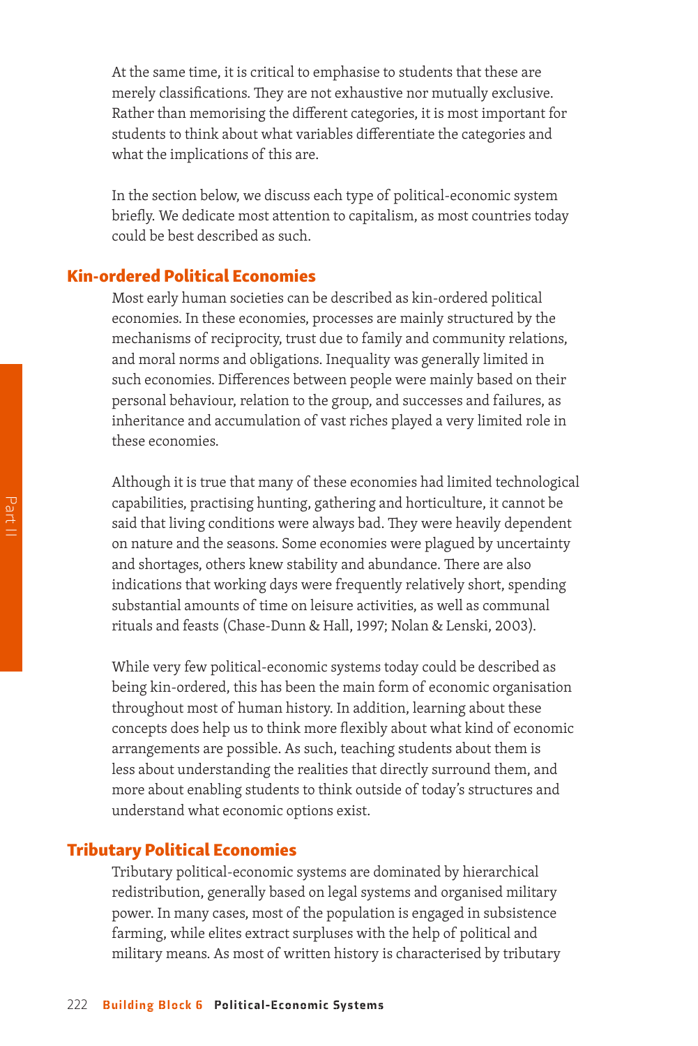At the same time, it is critical to emphasise to students that these are merely classifications. They are not exhaustive nor mutually exclusive. Rather than memorising the different categories, it is most important for students to think about what variables differentiate the categories and what the implications of this are.

In the section below, we discuss each type of political-economic system briefly. We dedicate most attention to capitalism, as most countries today could be best described as such.

## Kin-ordered Political Economies

Most early human societies can be described as kin-ordered political economies. In these economies, processes are mainly structured by the mechanisms of reciprocity, trust due to family and community relations, and moral norms and obligations. Inequality was generally limited in such economies. Differences between people were mainly based on their personal behaviour, relation to the group, and successes and failures, as inheritance and accumulation of vast riches played a very limited role in these economies.

Although it is true that many of these economies had limited technological capabilities, practising hunting, gathering and horticulture, it cannot be said that living conditions were always bad. They were heavily dependent on nature and the seasons. Some economies were plagued by uncertainty and shortages, others knew stability and abundance. There are also indications that working days were frequently relatively short, spending substantial amounts of time on leisure activities, as well as communal rituals and feasts (Chase-Dunn & Hall, 1997; Nolan & Lenski, 2003).

While very few political-economic systems today could be described as being kin-ordered, this has been the main form of economic organisation throughout most of human history. In addition, learning about these concepts does help us to think more flexibly about what kind of economic arrangements are possible. As such, teaching students about them is less about understanding the realities that directly surround them, and more about enabling students to think outside of today's structures and understand what economic options exist.

## Tributary Political Economies

Tributary political-economic systems are dominated by hierarchical redistribution, generally based on legal systems and organised military power. In many cases, most of the population is engaged in subsistence farming, while elites extract surpluses with the help of political and military means. As most of written history is characterised by tributary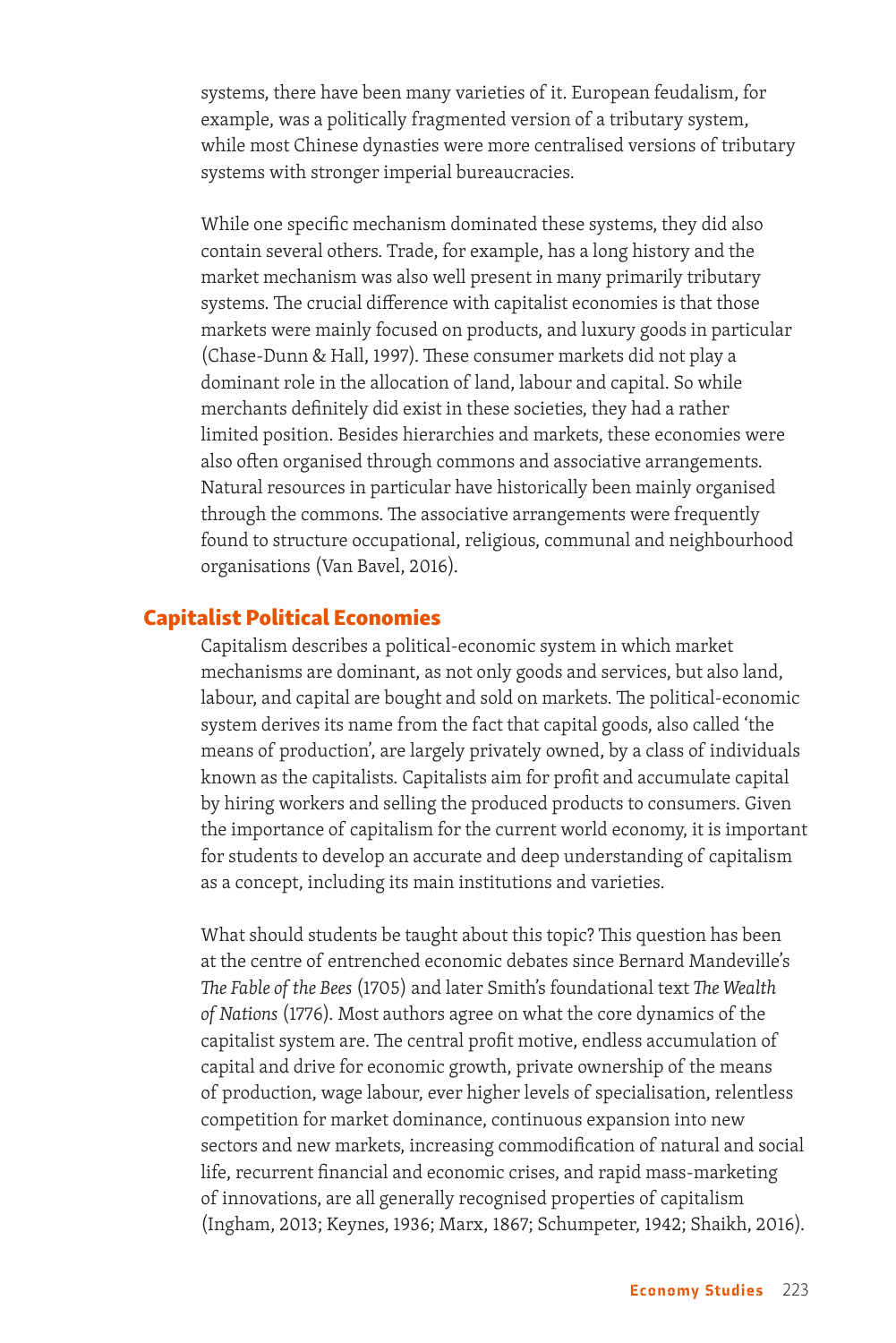systems, there have been many varieties of it. European feudalism, for example, was a politically fragmented version of a tributary system, while most Chinese dynasties were more centralised versions of tributary systems with stronger imperial bureaucracies.

While one specific mechanism dominated these systems, they did also contain several others. Trade, for example, has a long history and the market mechanism was also well present in many primarily tributary systems. The crucial difference with capitalist economies is that those markets were mainly focused on products, and luxury goods in particular (Chase-Dunn & Hall, 1997). These consumer markets did not play a dominant role in the allocation of land, labour and capital. So while merchants definitely did exist in these societies, they had a rather limited position. Besides hierarchies and markets, these economies were also often organised through commons and associative arrangements. Natural resources in particular have historically been mainly organised through the commons. The associative arrangements were frequently found to structure occupational, religious, communal and neighbourhood organisations (Van Bavel, 2016).

## Capitalist Political Economies

Capitalism describes a political-economic system in which market mechanisms are dominant, as not only goods and services, but also land, labour, and capital are bought and sold on markets. The political-economic system derives its name from the fact that capital goods, also called 'the means of production', are largely privately owned, by a class of individuals known as the capitalists. Capitalists aim for profit and accumulate capital by hiring workers and selling the produced products to consumers. Given the importance of capitalism for the current world economy, it is important for students to develop an accurate and deep understanding of capitalism as a concept, including its main institutions and varieties.

What should students be taught about this topic? This question has been at the centre of entrenched economic debates since Bernard Mandeville's *The Fable of the Bees* (1705) and later Smith's foundational text *The Wealth of Nations* (1776). Most authors agree on what the core dynamics of the capitalist system are. The central profit motive, endless accumulation of capital and drive for economic growth, private ownership of the means of production, wage labour, ever higher levels of specialisation, relentless competition for market dominance, continuous expansion into new sectors and new markets, increasing commodification of natural and social life, recurrent financial and economic crises, and rapid mass-marketing of innovations, are all generally recognised properties of capitalism (Ingham, 2013; Keynes, 1936; Marx, 1867; Schumpeter, 1942; Shaikh, 2016).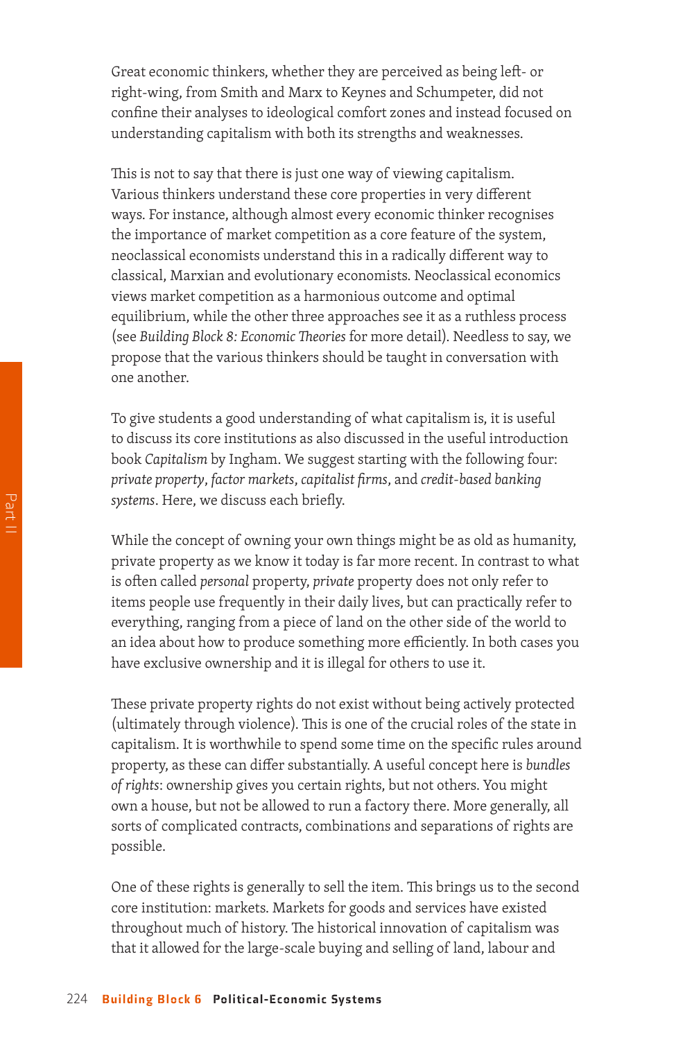Great economic thinkers, whether they are perceived as being left- or right-wing, from Smith and Marx to Keynes and Schumpeter, did not confine their analyses to ideological comfort zones and instead focused on understanding capitalism with both its strengths and weaknesses.

This is not to say that there is just one way of viewing capitalism. Various thinkers understand these core properties in very different ways. For instance, although almost every economic thinker recognises the importance of market competition as a core feature of the system, neoclassical economists understand this in a radically different way to classical, Marxian and evolutionary economists. Neoclassical economics views market competition as a harmonious outcome and optimal equilibrium, while the other three approaches see it as a ruthless process (see *Building Block 8: Economic Theories* for more detail). Needless to say, we propose that the various thinkers should be taught in conversation with one another.

To give students a good understanding of what capitalism is, it is useful to discuss its core institutions as also discussed in the useful introduction book *Capitalism* by Ingham. We suggest starting with the following four: *private property*, *factor markets*, *capitalist firms*, and *credit-based banking systems*. Here, we discuss each briefly.

While the concept of owning your own things might be as old as humanity, private property as we know it today is far more recent. In contrast to what is often called *personal* property, *private* property does not only refer to items people use frequently in their daily lives, but can practically refer to everything, ranging from a piece of land on the other side of the world to an idea about how to produce something more efficiently. In both cases you have exclusive ownership and it is illegal for others to use it.

These private property rights do not exist without being actively protected (ultimately through violence). This is one of the crucial roles of the state in capitalism. It is worthwhile to spend some time on the specific rules around property, as these can differ substantially. A useful concept here is *bundles of rights*: ownership gives you certain rights, but not others. You might own a house, but not be allowed to run a factory there. More generally, all sorts of complicated contracts, combinations and separations of rights are possible.

One of these rights is generally to sell the item. This brings us to the second core institution: markets. Markets for goods and services have existed throughout much of history. The historical innovation of capitalism was that it allowed for the large-scale buying and selling of land, labour and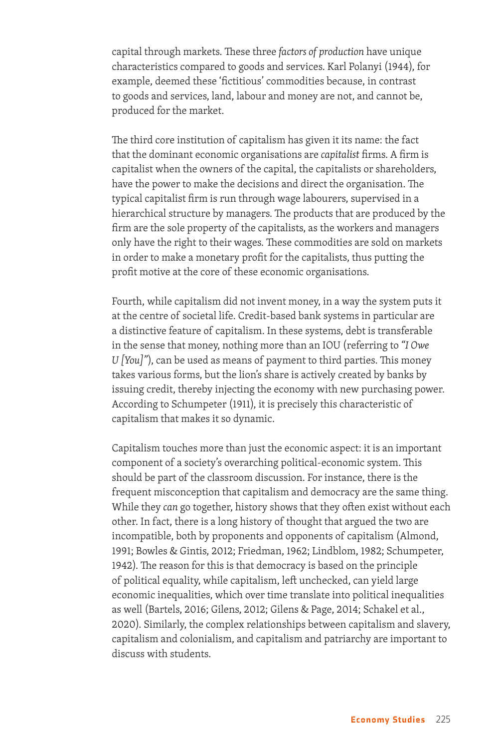capital through markets. These three *factors of production* have unique characteristics compared to goods and services. Karl Polanyi (1944), for example, deemed these 'fictitious' commodities because, in contrast to goods and services, land, labour and money are not, and cannot be, produced for the market.

The third core institution of capitalism has given it its name: the fact that the dominant economic organisations are *capitalist* firms. A firm is capitalist when the owners of the capital, the capitalists or shareholders, have the power to make the decisions and direct the organisation. The typical capitalist firm is run through wage labourers, supervised in a hierarchical structure by managers. The products that are produced by the firm are the sole property of the capitalists, as the workers and managers only have the right to their wages. These commodities are sold on markets in order to make a monetary profit for the capitalists, thus putting the profit motive at the core of these economic organisations.

Fourth, while capitalism did not invent money, in a way the system puts it at the centre of societal life. Credit-based bank systems in particular are a distinctive feature of capitalism. In these systems, debt is transferable in the sense that money, nothing more than an IOU (referring to *"I Owe U [You]"*), can be used as means of payment to third parties. This money takes various forms, but the lion's share is actively created by banks by issuing credit, thereby injecting the economy with new purchasing power. According to Schumpeter (1911), it is precisely this characteristic of capitalism that makes it so dynamic.

Capitalism touches more than just the economic aspect: it is an important component of a society's overarching political-economic system. This should be part of the classroom discussion. For instance, there is the frequent misconception that capitalism and democracy are the same thing. While they *can* go together, history shows that they often exist without each other. In fact, there is a long history of thought that argued the two are incompatible, both by proponents and opponents of capitalism (Almond, 1991; Bowles & Gintis, 2012; Friedman, 1962; Lindblom, 1982; Schumpeter, 1942). The reason for this is that democracy is based on the principle of political equality, while capitalism, left unchecked, can yield large economic inequalities, which over time translate into political inequalities as well (Bartels, 2016; Gilens, 2012; Gilens & Page, 2014; Schakel et al., 2020). Similarly, the complex relationships between capitalism and slavery, capitalism and colonialism, and capitalism and patriarchy are important to discuss with students.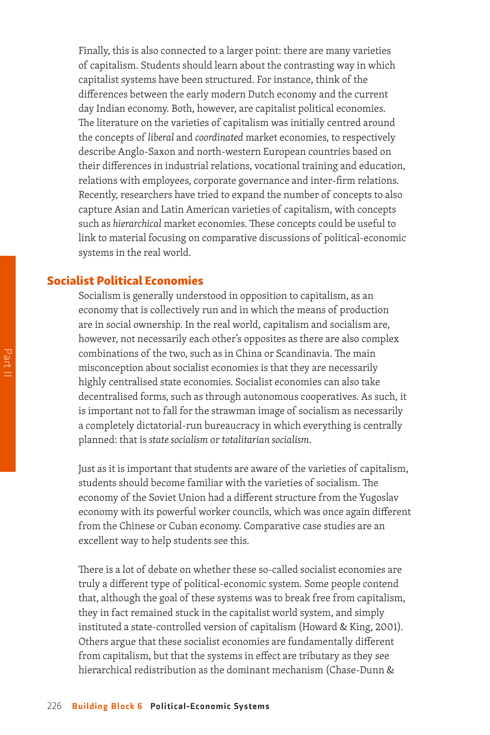Finally, this is also connected to a larger point: there are many varieties of capitalism. Students should learn about the contrasting way in which capitalist systems have been structured. For instance, think of the differences between the early modern Dutch economy and the current day Indian economy. Both, however, are capitalist political economies. The literature on the varieties of capitalism was initially centred around the concepts of *liberal* and *coordinated* market economies, to respectively describe Anglo-Saxon and north-western European countries based on their differences in industrial relations, vocational training and education, relations with employees, corporate governance and inter-firm relations. Recently, researchers have tried to expand the number of concepts to also capture Asian and Latin American varieties of capitalism, with concepts such as *hierarchical* market economies. These concepts could be useful to link to material focusing on comparative discussions of political-economic systems in the real world.

## Socialist Political Economies

Socialism is generally understood in opposition to capitalism, as an economy that is collectively run and in which the means of production are in social ownership. In the real world, capitalism and socialism are, however, not necessarily each other's opposites as there are also complex combinations of the two, such as in China or Scandinavia. The main misconception about socialist economies is that they are necessarily highly centralised state economies. Socialist economies can also take decentralised forms, such as through autonomous cooperatives. As such, it is important not to fall for the strawman image of socialism as necessarily a completely dictatorial-run bureaucracy in which everything is centrally planned: that is *state socialism* or *totalitarian socialism*.

Just as it is important that students are aware of the varieties of capitalism, students should become familiar with the varieties of socialism. The economy of the Soviet Union had a different structure from the Yugoslav economy with its powerful worker councils, which was once again different from the Chinese or Cuban economy. Comparative case studies are an excellent way to help students see this.

There is a lot of debate on whether these so-called socialist economies are truly a different type of political-economic system. Some people contend that, although the goal of these systems was to break free from capitalism, they in fact remained stuck in the capitalist world system, and simply instituted a state-controlled version of capitalism (Howard & King, 2001). Others argue that these socialist economies are fundamentally different from capitalism, but that the systems in effect are tributary as they see hierarchical redistribution as the dominant mechanism (Chase-Dunn &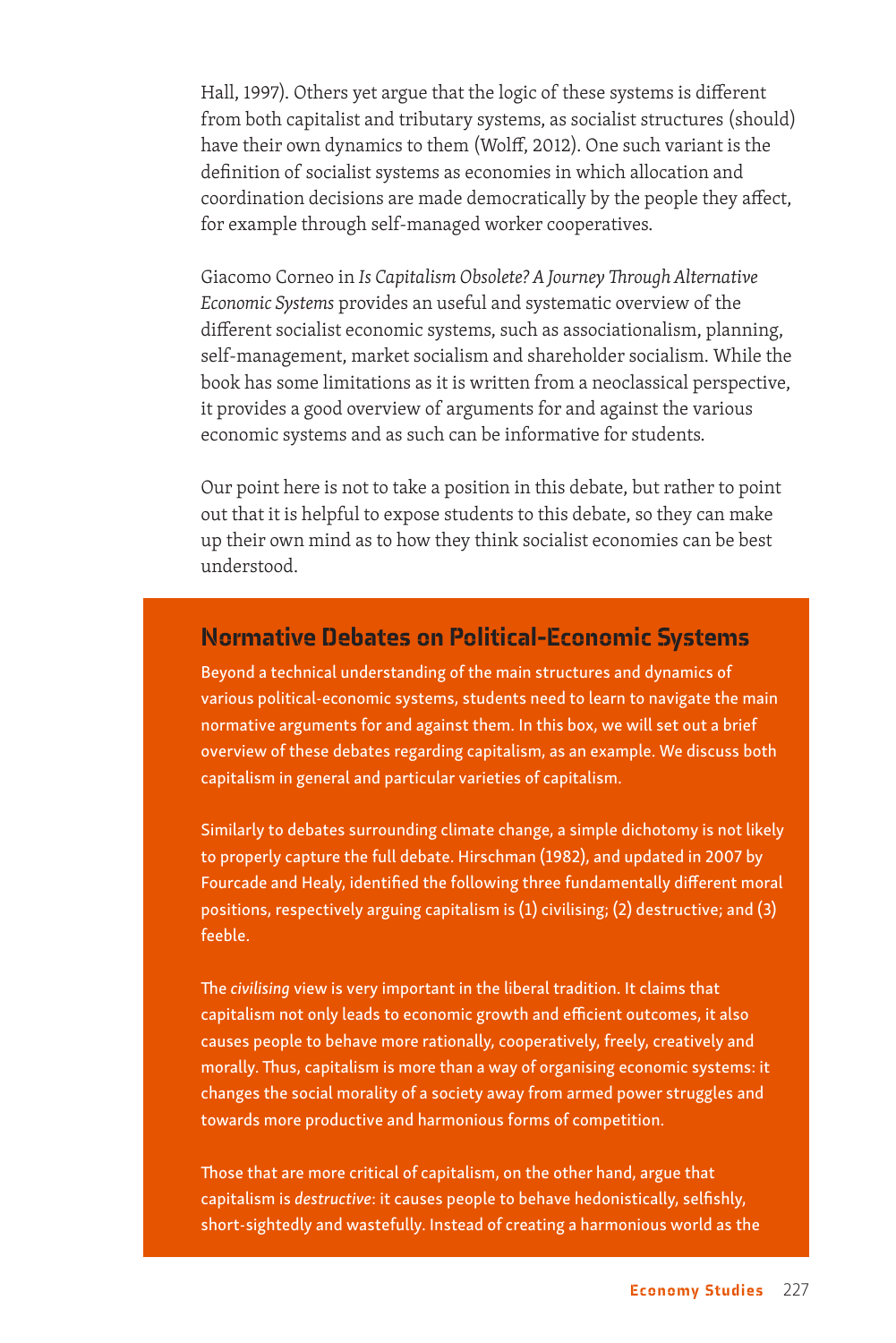Hall, 1997). Others yet argue that the logic of these systems is different from both capitalist and tributary systems, as socialist structures (should) have their own dynamics to them (Wolff, 2012). One such variant is the definition of socialist systems as economies in which allocation and coordination decisions are made democratically by the people they affect, for example through self-managed worker cooperatives.

Giacomo Corneo in *Is Capitalism Obsolete? A Journey Through Alternative Economic Systems* provides an useful and systematic overview of the different socialist economic systems, such as associationalism, planning, self-management, market socialism and shareholder socialism. While the book has some limitations as it is written from a neoclassical perspective, it provides a good overview of arguments for and against the various economic systems and as such can be informative for students.

Our point here is not to take a position in this debate, but rather to point out that it is helpful to expose students to this debate, so they can make up their own mind as to how they think socialist economies can be best understood.

## Normative Debates on Political-Economic Systems

Beyond a technical understanding of the main structures and dynamics of various political-economic systems, students need to learn to navigate the main normative arguments for and against them. In this box, we will set out a brief overview of these debates regarding capitalism, as an example. We discuss both capitalism in general and particular varieties of capitalism.

Similarly to debates surrounding climate change, a simple dichotomy is not likely to properly capture the full debate. Hirschman (1982), and updated in 2007 by Fourcade and Healy, identified the following three fundamentally different moral positions, respectively arguing capitalism is (1) civilising; (2) destructive; and (3) feeble.

The *civilising* view is very important in the liberal tradition. It claims that capitalism not only leads to economic growth and efficient outcomes, it also causes people to behave more rationally, cooperatively, freely, creatively and morally. Thus, capitalism is more than a way of organising economic systems: it changes the social morality of a society away from armed power struggles and towards more productive and harmonious forms of competition.

Those that are more critical of capitalism, on the other hand, argue that capitalism is *destructive*: it causes people to behave hedonistically, selfishly, short-sightedly and wastefully. Instead of creating a harmonious world as the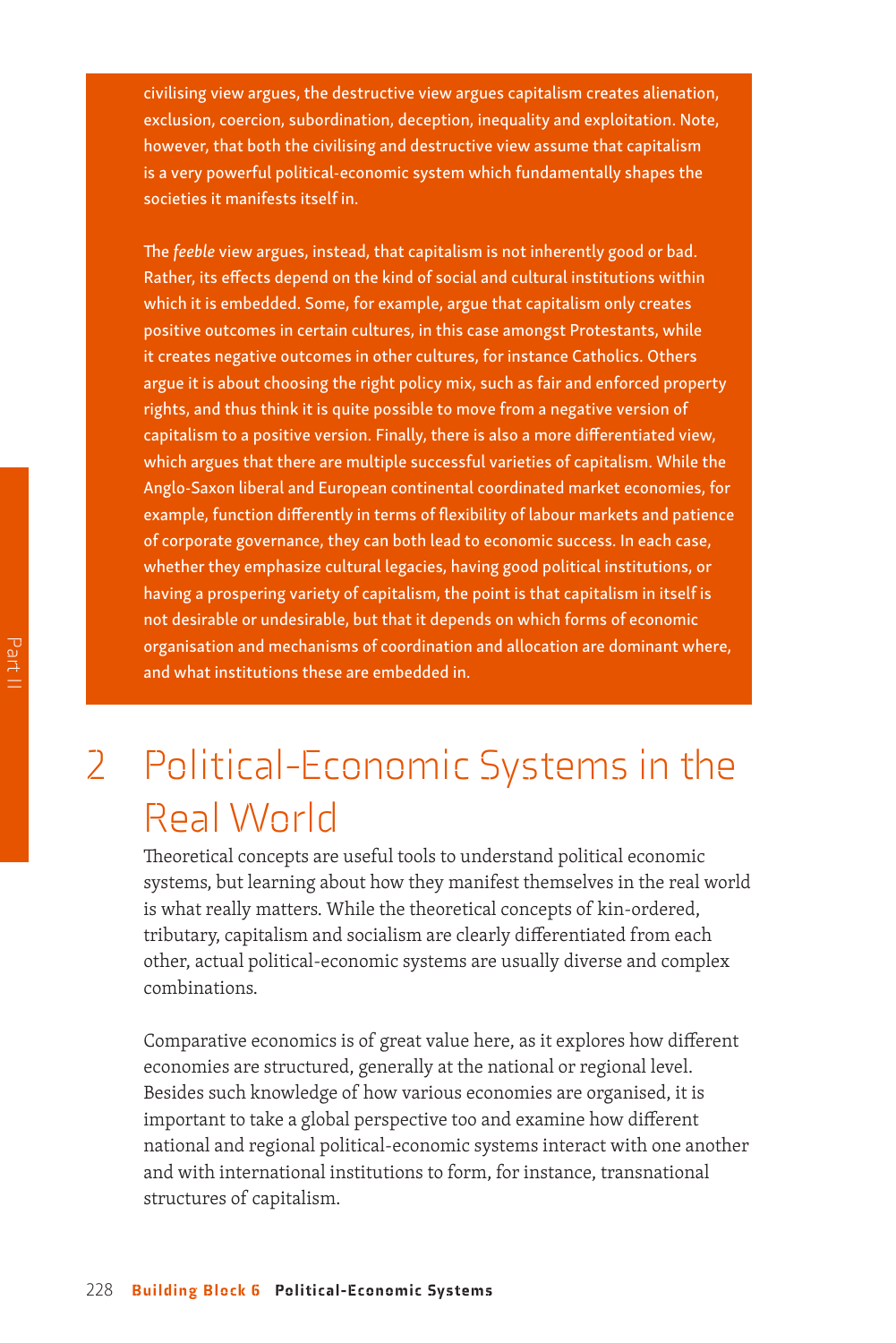civilising view argues, the destructive view argues capitalism creates alienation, exclusion, coercion, subordination, deception, inequality and exploitation. Note, however, that both the civilising and destructive view assume that capitalism is a very powerful political-economic system which fundamentally shapes the societies it manifests itself in.

The *feeble* view argues, instead, that capitalism is not inherently good or bad. Rather, its effects depend on the kind of social and cultural institutions within which it is embedded. Some, for example, argue that capitalism only creates positive outcomes in certain cultures, in this case amongst Protestants, while it creates negative outcomes in other cultures, for instance Catholics. Others argue it is about choosing the right policy mix, such as fair and enforced property rights, and thus think it is quite possible to move from a negative version of capitalism to a positive version. Finally, there is also a more differentiated view, which argues that there are multiple successful varieties of capitalism. While the Anglo-Saxon liberal and European continental coordinated market economies, for example, function differently in terms of flexibility of labour markets and patience of corporate governance, they can both lead to economic success. In each case, whether they emphasize cultural legacies, having good political institutions, or having a prospering variety of capitalism, the point is that capitalism in itself is not desirable or undesirable, but that it depends on which forms of economic organisation and mechanisms of coordination and allocation are dominant where, and what institutions these are embedded in.

# 2 Political-Economic Systems in the Real World

Theoretical concepts are useful tools to understand political economic systems, but learning about how they manifest themselves in the real world is what really matters. While the theoretical concepts of kin-ordered, tributary, capitalism and socialism are clearly differentiated from each other, actual political-economic systems are usually diverse and complex combinations.

Comparative economics is of great value here, as it explores how different economies are structured, generally at the national or regional level. Besides such knowledge of how various economies are organised, it is important to take a global perspective too and examine how different national and regional political-economic systems interact with one another and with international institutions to form, for instance, transnational structures of capitalism.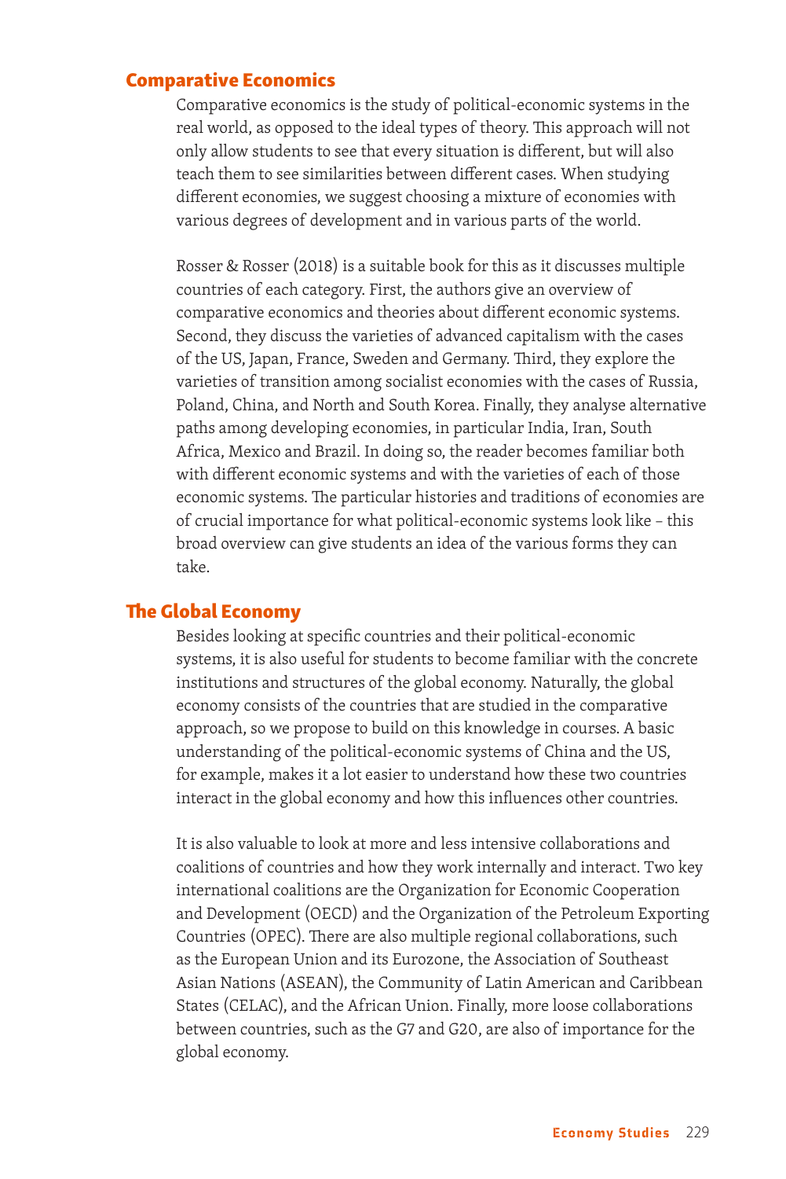## Comparative Economics

Comparative economics is the study of political-economic systems in the real world, as opposed to the ideal types of theory. This approach will not only allow students to see that every situation is different, but will also teach them to see similarities between different cases. When studying different economies, we suggest choosing a mixture of economies with various degrees of development and in various parts of the world.

Rosser & Rosser (2018) is a suitable book for this as it discusses multiple countries of each category. First, the authors give an overview of comparative economics and theories about different economic systems. Second, they discuss the varieties of advanced capitalism with the cases of the US, Japan, France, Sweden and Germany. Third, they explore the varieties of transition among socialist economies with the cases of Russia, Poland, China, and North and South Korea. Finally, they analyse alternative paths among developing economies, in particular India, Iran, South Africa, Mexico and Brazil. In doing so, the reader becomes familiar both with different economic systems and with the varieties of each of those economic systems. The particular histories and traditions of economies are of crucial importance for what political-economic systems look like – this broad overview can give students an idea of the various forms they can take.

## The Global Economy

Besides looking at specific countries and their political-economic systems, it is also useful for students to become familiar with the concrete institutions and structures of the global economy. Naturally, the global economy consists of the countries that are studied in the comparative approach, so we propose to build on this knowledge in courses. A basic understanding of the political-economic systems of China and the US, for example, makes it a lot easier to understand how these two countries interact in the global economy and how this influences other countries.

It is also valuable to look at more and less intensive collaborations and coalitions of countries and how they work internally and interact. Two key international coalitions are the Organization for Economic Cooperation and Development (OECD) and the Organization of the Petroleum Exporting Countries (OPEC). There are also multiple regional collaborations, such as the European Union and its Eurozone, the Association of Southeast Asian Nations (ASEAN), the Community of Latin American and Caribbean States (CELAC), and the African Union. Finally, more loose collaborations between countries, such as the G7 and G20, are also of importance for the global economy.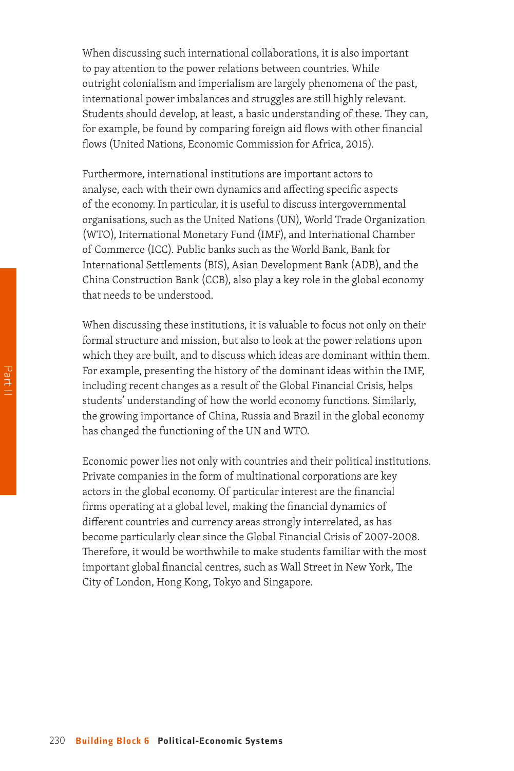When discussing such international collaborations, it is also important to pay attention to the power relations between countries. While outright colonialism and imperialism are largely phenomena of the past, international power imbalances and struggles are still highly relevant. Students should develop, at least, a basic understanding of these. They can, for example, be found by comparing foreign aid flows with other financial flows (United Nations, Economic Commission for Africa, 2015).

Furthermore, international institutions are important actors to analyse, each with their own dynamics and affecting specific aspects of the economy. In particular, it is useful to discuss intergovernmental organisations, such as the United Nations (UN), World Trade Organization (WTO), International Monetary Fund (IMF), and International Chamber of Commerce (ICC). Public banks such as the World Bank, Bank for International Settlements (BIS), Asian Development Bank (ADB), and the China Construction Bank (CCB), also play a key role in the global economy that needs to be understood.

When discussing these institutions, it is valuable to focus not only on their formal structure and mission, but also to look at the power relations upon which they are built, and to discuss which ideas are dominant within them. For example, presenting the history of the dominant ideas within the IMF, including recent changes as a result of the Global Financial Crisis, helps students' understanding of how the world economy functions. Similarly, the growing importance of China, Russia and Brazil in the global economy has changed the functioning of the UN and WTO.

Economic power lies not only with countries and their political institutions. Private companies in the form of multinational corporations are key actors in the global economy. Of particular interest are the financial firms operating at a global level, making the financial dynamics of different countries and currency areas strongly interrelated, as has become particularly clear since the Global Financial Crisis of 2007-2008. Therefore, it would be worthwhile to make students familiar with the most important global financial centres, such as Wall Street in New York, The City of London, Hong Kong, Tokyo and Singapore.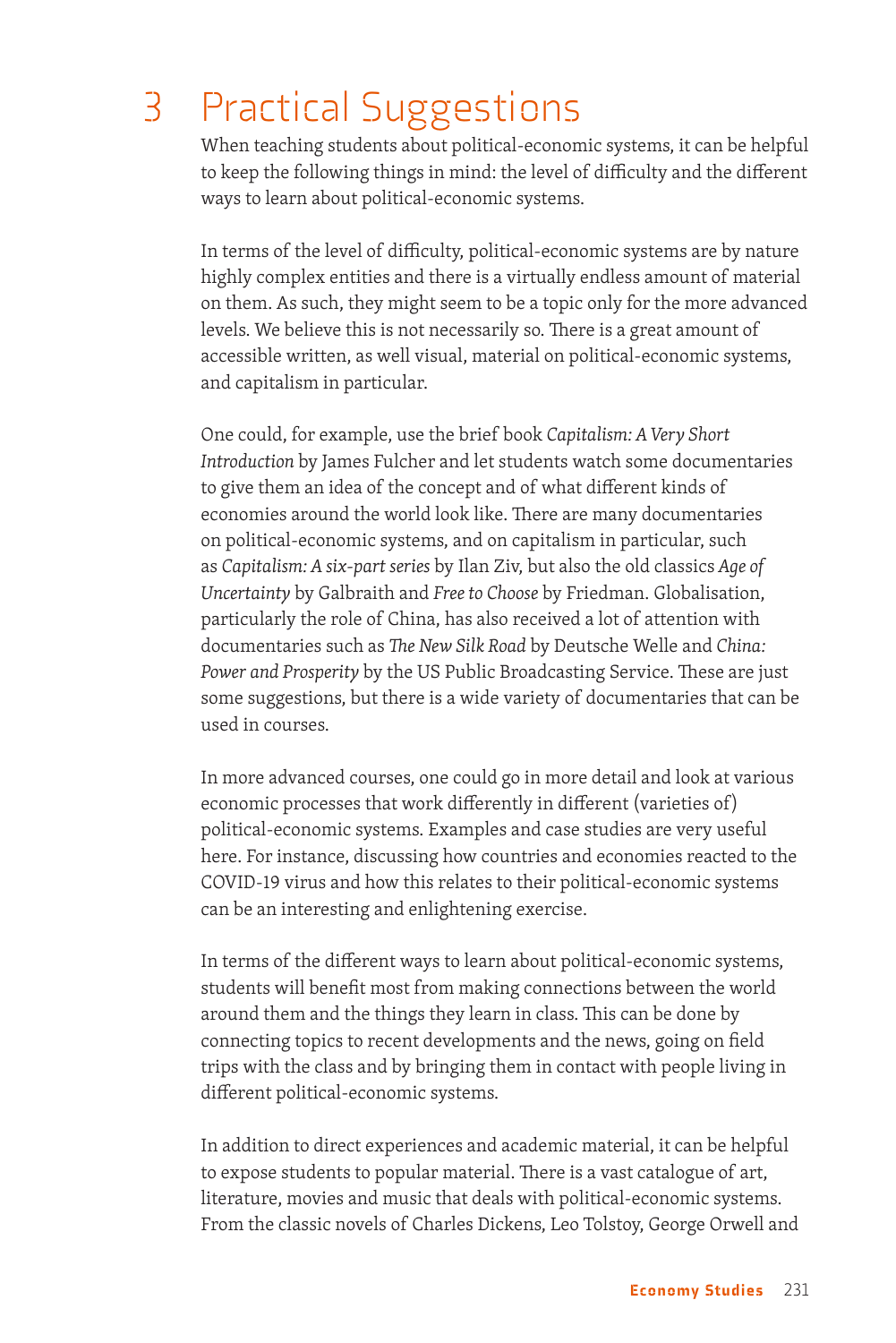# 3 Practical Suggestions

When teaching students about political-economic systems, it can be helpful to keep the following things in mind: the level of difficulty and the different ways to learn about political-economic systems.

In terms of the level of difficulty, political-economic systems are by nature highly complex entities and there is a virtually endless amount of material on them. As such, they might seem to be a topic only for the more advanced levels. We believe this is not necessarily so. There is a great amount of accessible written, as well visual, material on political-economic systems, and capitalism in particular.

One could, for example, use the brief book *Capitalism: A Very Short Introduction* by James Fulcher and let students watch some documentaries to give them an idea of the concept and of what different kinds of economies around the world look like. There are many documentaries on political-economic systems, and on capitalism in particular, such as *Capitalism: A six-part series* by Ilan Ziv, but also the old classics *Age of Uncertainty* by Galbraith and *Free to Choose* by Friedman. Globalisation, particularly the role of China, has also received a lot of attention with documentaries such as *The New Silk Road* by Deutsche Welle and *China: Power and Prosperity* by the US Public Broadcasting Service. These are just some suggestions, but there is a wide variety of documentaries that can be used in courses.

In more advanced courses, one could go in more detail and look at various economic processes that work differently in different (varieties of) political-economic systems. Examples and case studies are very useful here. For instance, discussing how countries and economies reacted to the COVID-19 virus and how this relates to their political-economic systems can be an interesting and enlightening exercise.

In terms of the different ways to learn about political-economic systems, students will benefit most from making connections between the world around them and the things they learn in class. This can be done by connecting topics to recent developments and the news, going on field trips with the class and by bringing them in contact with people living in different political-economic systems.

In addition to direct experiences and academic material, it can be helpful to expose students to popular material. There is a vast catalogue of art, literature, movies and music that deals with political-economic systems. From the classic novels of Charles Dickens, Leo Tolstoy, George Orwell and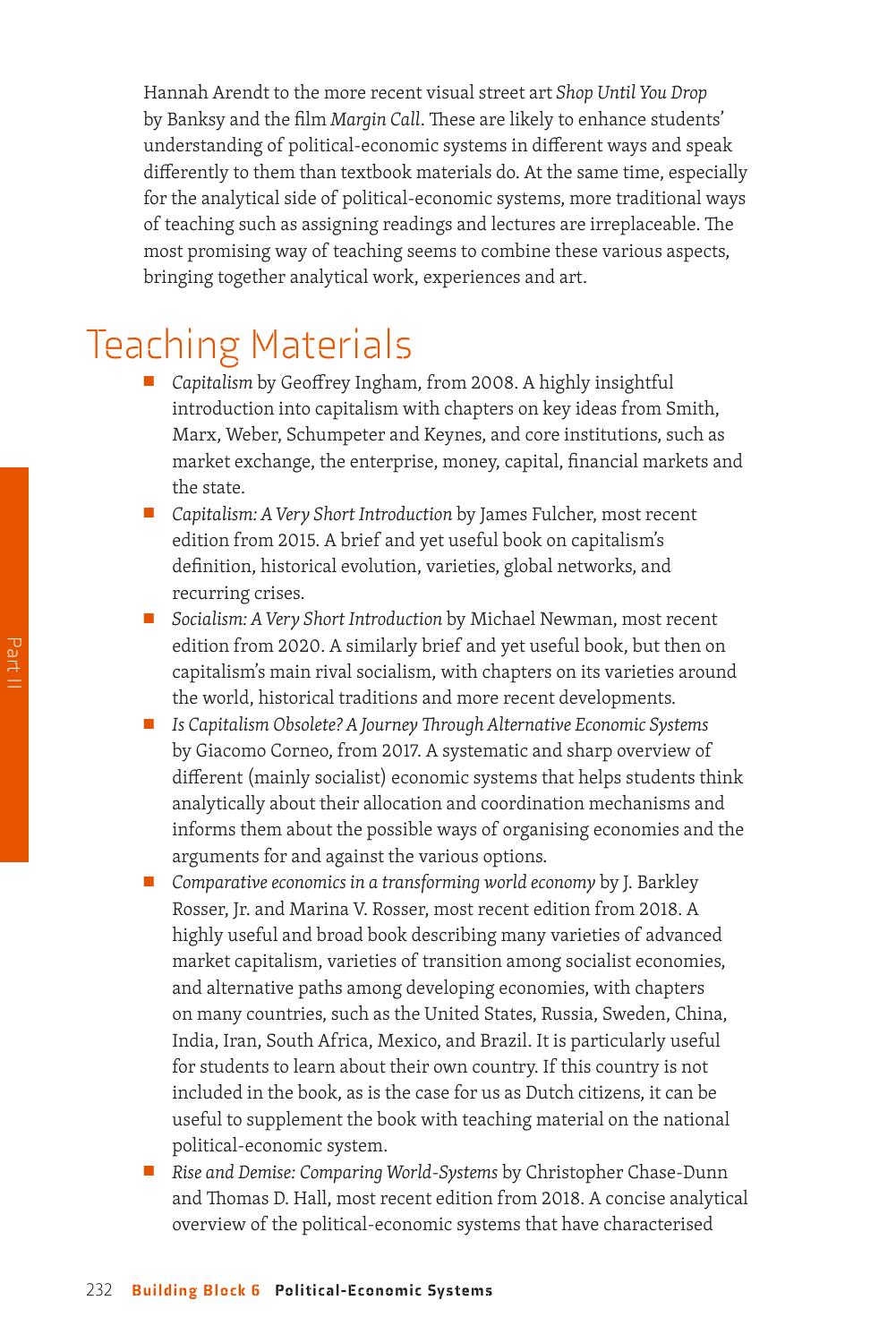Hannah Arendt to the more recent visual street art *Shop Until You Drop* by Banksy and the film *Margin Call*. These are likely to enhance students' understanding of political-economic systems in different ways and speak differently to them than textbook materials do. At the same time, especially for the analytical side of political-economic systems, more traditional ways of teaching such as assigning readings and lectures are irreplaceable. The most promising way of teaching seems to combine these various aspects, bringing together analytical work, experiences and art.

## Teaching Materials

- *Capitalism* by Geoffrey Ingham, from 2008. A highly insightful introduction into capitalism with chapters on key ideas from Smith, Marx, Weber, Schumpeter and Keynes, and core institutions, such as market exchange, the enterprise, money, capital, financial markets and the state.
- *Capitalism: A Very Short Introduction* by James Fulcher, most recent edition from 2015. A brief and yet useful book on capitalism's definition, historical evolution, varieties, global networks, and recurring crises.
- *Socialism: A Very Short Introduction* by Michael Newman, most recent edition from 2020. A similarly brief and yet useful book, but then on capitalism's main rival socialism, with chapters on its varieties around the world, historical traditions and more recent developments.
- *Is Capitalism Obsolete? A Journey Through Alternative Economic Systems* by Giacomo Corneo, from 2017. A systematic and sharp overview of different (mainly socialist) economic systems that helps students think analytically about their allocation and coordination mechanisms and informs them about the possible ways of organising economies and the arguments for and against the various options.
- *Comparative economics in a transforming world economy* by J. Barkley Rosser, Jr. and Marina V. Rosser, most recent edition from 2018. A highly useful and broad book describing many varieties of advanced market capitalism, varieties of transition among socialist economies, and alternative paths among developing economies, with chapters on many countries, such as the United States, Russia, Sweden, China, India, Iran, South Africa, Mexico, and Brazil. It is particularly useful for students to learn about their own country. If this country is not included in the book, as is the case for us as Dutch citizens, it can be useful to supplement the book with teaching material on the national political-economic system.
- *Rise and Demise: Comparing World-Systems* by Christopher Chase-Dunn and Thomas D. Hall, most recent edition from 2018. A concise analytical overview of the political-economic systems that have characterised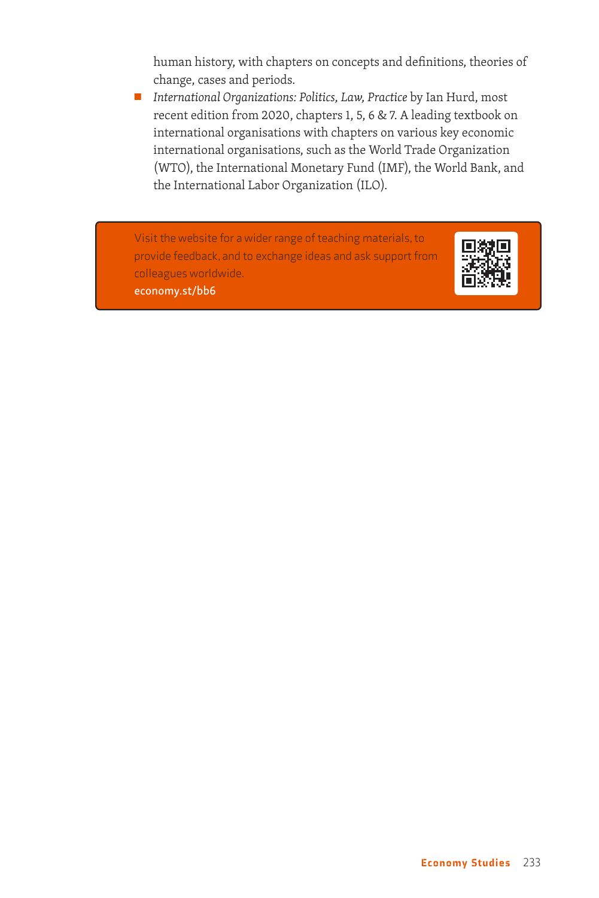human history, with chapters on concepts and definitions, theories of change, cases and periods.

- *International Organizations: Politics, Law, Practice* by Ian Hurd, most recent edition from 2020, chapters 1, 5, 6 & 7. A leading textbook on international organisations with chapters on various key economic international organisations, such as the World Trade Organization (WTO), the International Monetary Fund (IMF), the World Bank, and the International Labor Organization (ILO).

Visit the website for a wider range of teaching materials, to provide feedback, and to exchange ideas and ask support from colleagues worldwide.
economy.st/bb6